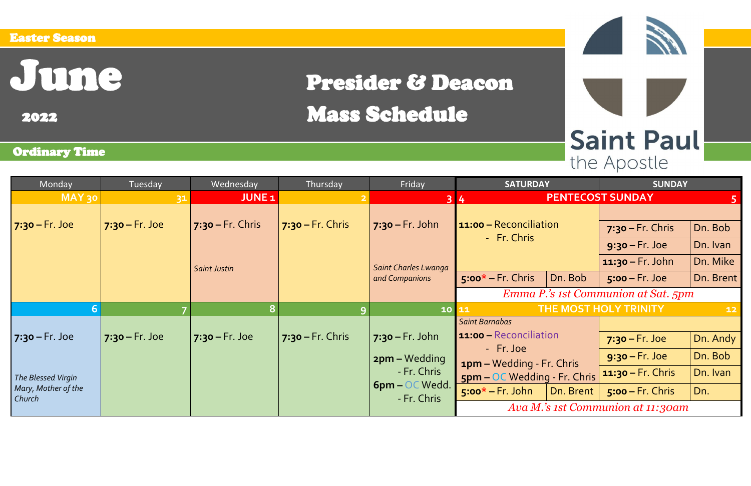Easter Season

# June

2022

# Presider & Deacon Mass Schedule

Ordinary Time

Saint Paul the Apostle

| Monday | Tuesday | Wednesday | Thursday | Friday | SATURDAY | | SUNDAY | |
|---|---|---|---|---|---|---|---|---|
| MAY 30 | 31 | JUNE 1 | 2 | 3 | 4 | PENTECOST SUNDAY | | 5 |
| **7:30** – Fr. Joe | **7:30** – Fr. Joe | **7:30** – Fr. Chris<br><br>*Saint Justin* | **7:30** – Fr. Chris | **7:30** – Fr. John<br><br>*Saint Charles Lwanga and Companions* | **11:00** – Reconciliation - Fr. Chris | | **7:30** – Fr. Chris | Dn. Bob |
| | | | | | | | **9:30** – Fr. Joe | Dn. Ivan |
| | | | | | | | **11:30** – Fr. John | Dn. Mike |
| | | | | | **5:00*** – Fr. Chris | Dn. Bob | **5:00** – Fr. Joe | Dn. Brent |
| | | | | | *Emma P.'s 1st Communion at Sat. 5pm* | | | |
| 6 | 7 | 8 | 9 | 10 | 11 | THE MOST HOLY TRINITY | | 12 |
| **7:30** – Fr. Joe<br><br>*The Blessed Virgin Mary, Mother of the Church* | **7:30** – Fr. Joe | **7:30** – Fr. Joe | **7:30** – Fr. Chris | **7:30** – Fr. John<br>**2pm** – Wedding - Fr. Chris<br>**6pm** – OC Wedd. - Fr. Chris | *Saint Barnabas*<br>**11:00** – Reconciliation - Fr. Joe<br>**1pm** – Wedding - Fr. Chris<br>**5pm** – OC Wedding - Fr. Chris | | **7:30** – Fr. Joe | Dn. Andy |
| | | | | | | | **9:30** – Fr. Joe | Dn. Bob |
| | | | | | | | **11:30** – Fr. Chris | Dn. Ivan |
| | | | | | **5:00*** – Fr. John | Dn. Brent | **5:00** – Fr. Chris | Dn. |
| | | | | | *Ava M.'s 1st Communion at 11:30am* | | | |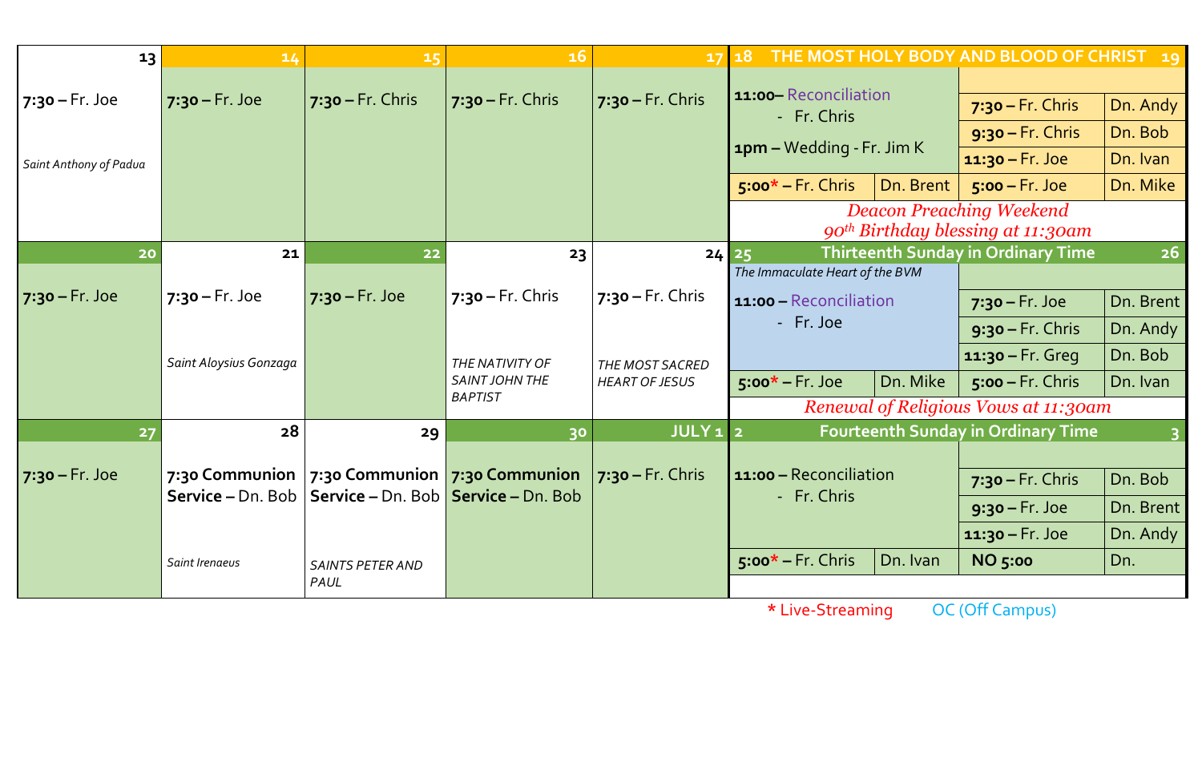| 13 | 14 | 15 | 16 | 17 | 18 THE MOST HOLY BODY AND BLOOD OF CHRIST 19 |
|---|---|---|---|---|---|
| **7:30 –** Fr. Joe<br><br>*Saint Anthony of Padua* | **7:30 –** Fr. Joe | **7:30 –** Fr. Chris | **7:30 –** Fr. Chris | **7:30 –** Fr. Chris | **11:00–** Reconciliation - Fr. Chris<br>**1pm –** Wedding - Fr. Jim K<br>**5:00*** **–** Fr. Chris / Dn. Brent<br><br>19: **7:30 –** Fr. Chris / Dn. Andy; **9:30 –** Fr. Chris / Dn. Bob; **11:30 –** Fr. Joe / Dn. Ivan; **5:00 –** Fr. Joe / Dn. Mike<br><br>*Deacon Preaching Weekend*<br>*90th Birthday blessing at 11:30am* |
| **20** | **21** | **22** | **23** | **24** | **25 Thirteenth Sunday in Ordinary Time 26** |
| **7:30 –** Fr. Joe | **7:30 –** Fr. Joe<br><br>*Saint Aloysius Gonzaga* | **7:30 –** Fr. Joe | **7:30 –** Fr. Chris<br><br>*THE NATIVITY OF SAINT JOHN THE BAPTIST* | **7:30 –** Fr. Chris<br><br>*THE MOST SACRED HEART OF JESUS* | *The Immaculate Heart of the BVM*<br>**11:00 –** Reconciliation - Fr. Joe<br>**5:00*** **–** Fr. Joe / Dn. Mike<br><br>26: **7:30 –** Fr. Joe / Dn. Brent; **9:30 –** Fr. Chris / Dn. Andy; **11:30 –** Fr. Greg / Dn. Bob; **5:00 –** Fr. Chris / Dn. Ivan<br><br>*Renewal of Religious Vows at 11:30am* |
| **27** | **28** | **29** | **30** | **JULY 1** | **2 Fourteenth Sunday in Ordinary Time 3** |
| **7:30 –** Fr. Joe | **7:30 Communion Service –** Dn. Bob<br><br>*Saint Irenaeus* | **7:30 Communion Service –** Dn. Bob<br><br>*SAINTS PETER AND PAUL* | **7:30 Communion Service –** Dn. Bob | **7:30 –** Fr. Chris | **11:00 –** Reconciliation - Fr. Chris<br>**5:00*** **–** Fr. Chris / Dn. Ivan<br><br>3: **7:30 –** Fr. Chris / Dn. Bob; **9:30 –** Fr. Joe / Dn. Brent; **11:30 –** Fr. Joe / Dn. Andy; **NO 5:00** / Dn. |

* Live-Streaming    OC (Off Campus)